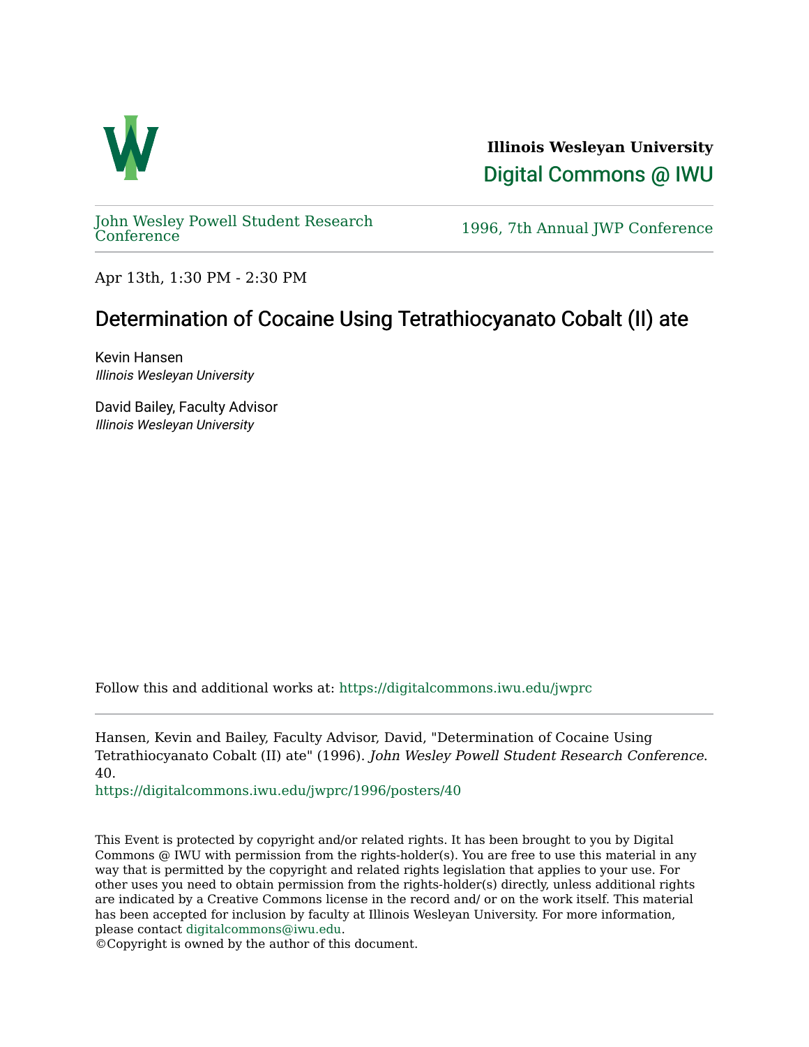Illinois Wesleyan University

Digital Commons @ IWU

John Wesley Powell Student Research Conference

1996, 7th Annual JWP Conference

Apr 13th, 1:30 PM - 2:30 PM

# Determination of Cocaine Using Tetrathiocyanato Cobalt (II) ate

Kevin Hansen
*Illinois Wesleyan University*

David Bailey, Faculty Advisor
*Illinois Wesleyan University*

Follow this and additional works at: https://digitalcommons.iwu.edu/jwprc

Hansen, Kevin and Bailey, Faculty Advisor, David, "Determination of Cocaine Using Tetrathiocyanato Cobalt (II) ate" (1996). *John Wesley Powell Student Research Conference*. 40.
https://digitalcommons.iwu.edu/jwprc/1996/posters/40

This Event is protected by copyright and/or related rights. It has been brought to you by Digital Commons @ IWU with permission from the rights-holder(s). You are free to use this material in any way that is permitted by the copyright and related rights legislation that applies to your use. For other uses you need to obtain permission from the rights-holder(s) directly, unless additional rights are indicated by a Creative Commons license in the record and/ or on the work itself. This material has been accepted for inclusion by faculty at Illinois Wesleyan University. For more information, please contact digitalcommons@iwu.edu.
©Copyright is owned by the author of this document.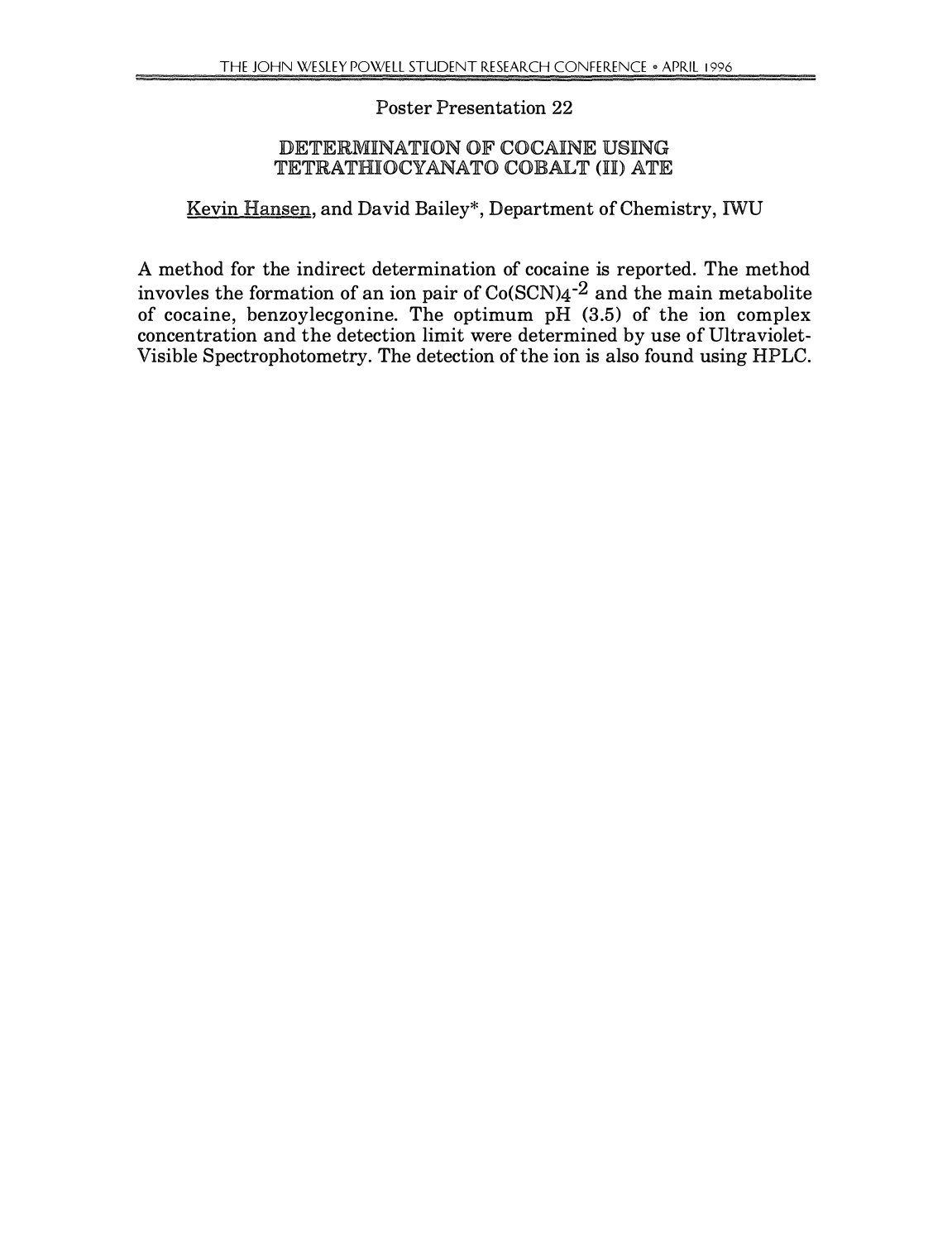Poster Presentation 22

## DETERMINATION OF COCAINE USING TETRATHIOCYANATO COBALT (II) ATE

Kevin Hansen, and David Bailey*, Department of Chemistry, IWU

A method for the indirect determination of cocaine is reported. The method invovles the formation of an ion pair of $Co(SCN)_4^{-2}$ and the main metabolite of cocaine, benzoylecgonine. The optimum pH (3.5) of the ion complex concentration and the detection limit were determined by use of Ultraviolet-Visible Spectrophotometry. The detection of the ion is also found using HPLC.